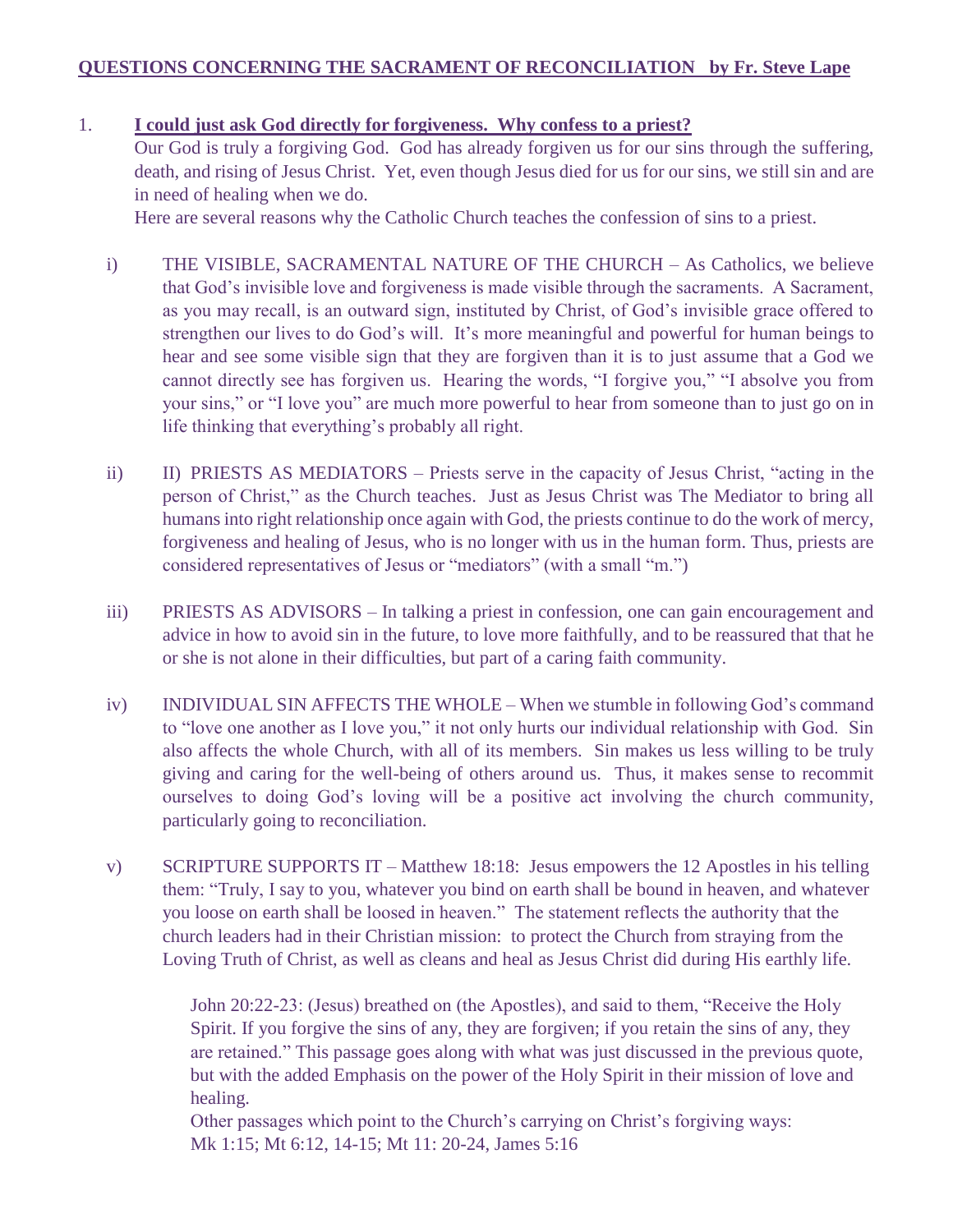# QUESTIONS CONCERNING THE SACRAMENT OF RECONCILIATION by Fr. Steve Lape

1. **I could just ask God directly for forgiveness. Why confess to a priest?**

   Our God is truly a forgiving God. God has already forgiven us for our sins through the suffering, death, and rising of Jesus Christ. Yet, even though Jesus died for us for our sins, we still sin and are in need of healing when we do.

   Here are several reasons why the Catholic Church teaches the confession of sins to a priest.

   i) THE VISIBLE, SACRAMENTAL NATURE OF THE CHURCH – As Catholics, we believe that God's invisible love and forgiveness is made visible through the sacraments. A Sacrament, as you may recall, is an outward sign, instituted by Christ, of God's invisible grace offered to strengthen our lives to do God's will. It's more meaningful and powerful for human beings to hear and see some visible sign that they are forgiven than it is to just assume that a God we cannot directly see has forgiven us. Hearing the words, "I forgive you," "I absolve you from your sins," or "I love you" are much more powerful to hear from someone than to just go on in life thinking that everything's probably all right.

   ii) II) PRIESTS AS MEDIATORS – Priests serve in the capacity of Jesus Christ, "acting in the person of Christ," as the Church teaches. Just as Jesus Christ was The Mediator to bring all humans into right relationship once again with God, the priests continue to do the work of mercy, forgiveness and healing of Jesus, who is no longer with us in the human form. Thus, priests are considered representatives of Jesus or "mediators" (with a small "m.")

   iii) PRIESTS AS ADVISORS – In talking a priest in confession, one can gain encouragement and advice in how to avoid sin in the future, to love more faithfully, and to be reassured that that he or she is not alone in their difficulties, but part of a caring faith community.

   iv) INDIVIDUAL SIN AFFECTS THE WHOLE – When we stumble in following God's command to "love one another as I love you," it not only hurts our individual relationship with God. Sin also affects the whole Church, with all of its members. Sin makes us less willing to be truly giving and caring for the well-being of others around us. Thus, it makes sense to recommit ourselves to doing God's loving will be a positive act involving the church community, particularly going to reconciliation.

   v) SCRIPTURE SUPPORTS IT – Matthew 18:18: Jesus empowers the 12 Apostles in his telling them: "Truly, I say to you, whatever you bind on earth shall be bound in heaven, and whatever you loose on earth shall be loosed in heaven." The statement reflects the authority that the church leaders had in their Christian mission: to protect the Church from straying from the Loving Truth of Christ, as well as cleans and heal as Jesus Christ did during His earthly life.

      John 20:22-23: (Jesus) breathed on (the Apostles), and said to them, "Receive the Holy Spirit. If you forgive the sins of any, they are forgiven; if you retain the sins of any, they are retained." This passage goes along with what was just discussed in the previous quote, but with the added Emphasis on the power of the Holy Spirit in their mission of love and healing.

      Other passages which point to the Church's carrying on Christ's forgiving ways:
      Mk 1:15; Mt 6:12, 14-15; Mt 11: 20-24, James 5:16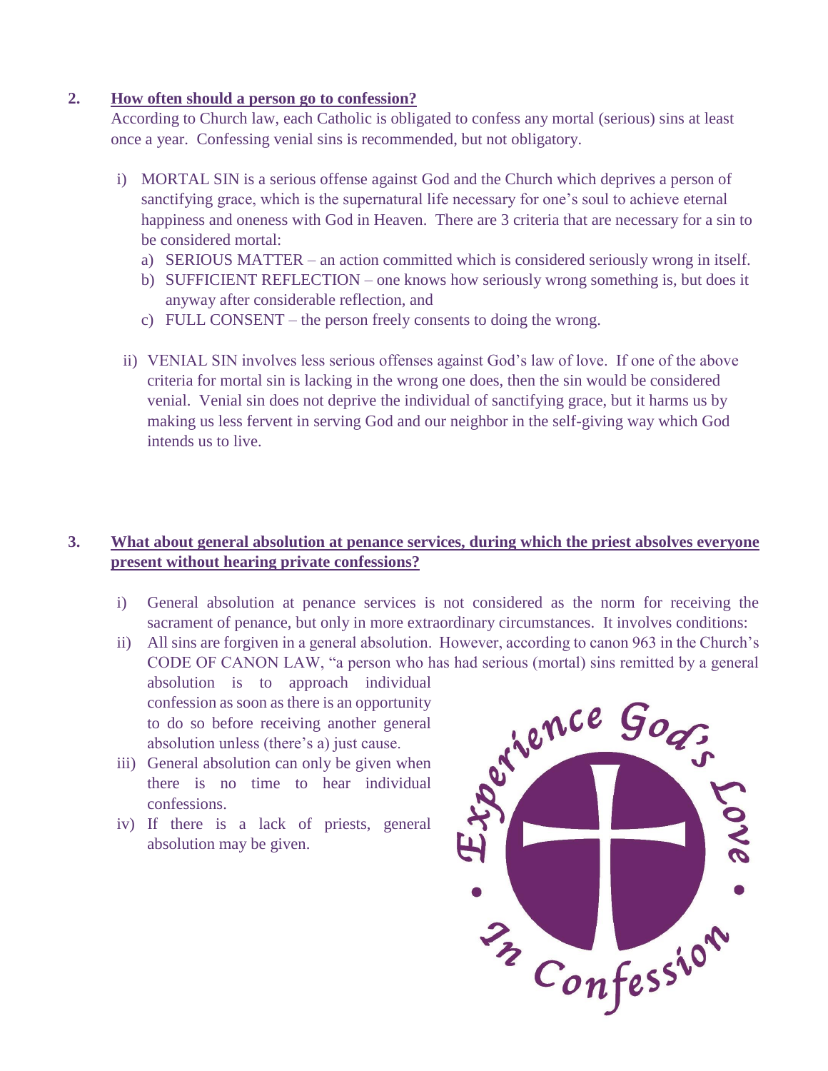2. **How often should a person go to confession?**

According to Church law, each Catholic is obligated to confess any mortal (serious) sins at least once a year. Confessing venial sins is recommended, but not obligatory.

i) MORTAL SIN is a serious offense against God and the Church which deprives a person of sanctifying grace, which is the supernatural life necessary for one's soul to achieve eternal happiness and oneness with God in Heaven. There are 3 criteria that are necessary for a sin to be considered mortal:

   a) SERIOUS MATTER – an action committed which is considered seriously wrong in itself.
   b) SUFFICIENT REFLECTION – one knows how seriously wrong something is, but does it anyway after considerable reflection, and
   c) FULL CONSENT – the person freely consents to doing the wrong.

ii) VENIAL SIN involves less serious offenses against God's law of love. If one of the above criteria for mortal sin is lacking in the wrong one does, then the sin would be considered venial. Venial sin does not deprive the individual of sanctifying grace, but it harms us by making us less fervent in serving God and our neighbor in the self-giving way which God intends us to live.

3. **What about general absolution at penance services, during which the priest absolves everyone present without hearing private confessions?**

i) General absolution at penance services is not considered as the norm for receiving the sacrament of penance, but only in more extraordinary circumstances. It involves conditions:

ii) All sins are forgiven in a general absolution. However, according to canon 963 in the Church's CODE OF CANON LAW, "a person who has had serious (mortal) sins remitted by a general absolution is to approach individual confession as soon as there is an opportunity to do so before receiving another general absolution unless (there's a) just cause.

iii) General absolution can only be given when there is no time to hear individual confessions.

iv) If there is a lack of priests, general absolution may be given.

Experience God's Love • In Confession •